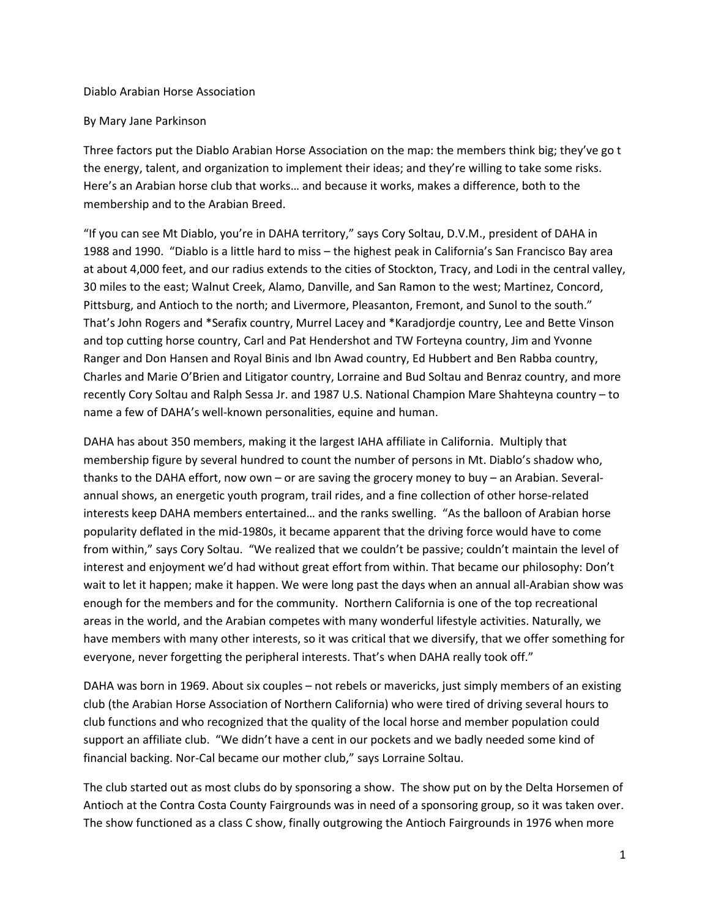Diablo Arabian Horse Association

By Mary Jane Parkinson

Three factors put the Diablo Arabian Horse Association on the map: the members think big; they've go t the energy, talent, and organization to implement their ideas; and they're willing to take some risks. Here's an Arabian horse club that works… and because it works, makes a difference, both to the membership and to the Arabian Breed.

"If you can see Mt Diablo, you're in DAHA territory," says Cory Soltau, D.V.M., president of DAHA in 1988 and 1990. "Diablo is a little hard to miss – the highest peak in California's San Francisco Bay area at about 4,000 feet, and our radius extends to the cities of Stockton, Tracy, and Lodi in the central valley, 30 miles to the east; Walnut Creek, Alamo, Danville, and San Ramon to the west; Martinez, Concord, Pittsburg, and Antioch to the north; and Livermore, Pleasanton, Fremont, and Sunol to the south." That's John Rogers and *Serafix country, Murrel Lacey and *Karadjordje country, Lee and Bette Vinson and top cutting horse country, Carl and Pat Hendershot and TW Forteyna country, Jim and Yvonne Ranger and Don Hansen and Royal Binis and Ibn Awad country, Ed Hubbert and Ben Rabba country, Charles and Marie O'Brien and Litigator country, Lorraine and Bud Soltau and Benraz country, and more recently Cory Soltau and Ralph Sessa Jr. and 1987 U.S. National Champion Mare Shahteyna country – to name a few of DAHA's well-known personalities, equine and human.

DAHA has about 350 members, making it the largest IAHA affiliate in California. Multiply that membership figure by several hundred to count the number of persons in Mt. Diablo's shadow who, thanks to the DAHA effort, now own – or are saving the grocery money to buy – an Arabian. Several-annual shows, an energetic youth program, trail rides, and a fine collection of other horse-related interests keep DAHA members entertained… and the ranks swelling. "As the balloon of Arabian horse popularity deflated in the mid-1980s, it became apparent that the driving force would have to come from within," says Cory Soltau. "We realized that we couldn't be passive; couldn't maintain the level of interest and enjoyment we'd had without great effort from within. That became our philosophy: Don't wait to let it happen; make it happen. We were long past the days when an annual all-Arabian show was enough for the members and for the community. Northern California is one of the top recreational areas in the world, and the Arabian competes with many wonderful lifestyle activities. Naturally, we have members with many other interests, so it was critical that we diversify, that we offer something for everyone, never forgetting the peripheral interests. That's when DAHA really took off."

DAHA was born in 1969. About six couples – not rebels or mavericks, just simply members of an existing club (the Arabian Horse Association of Northern California) who were tired of driving several hours to club functions and who recognized that the quality of the local horse and member population could support an affiliate club. "We didn't have a cent in our pockets and we badly needed some kind of financial backing. Nor-Cal became our mother club," says Lorraine Soltau.

The club started out as most clubs do by sponsoring a show. The show put on by the Delta Horsemen of Antioch at the Contra Costa County Fairgrounds was in need of a sponsoring group, so it was taken over. The show functioned as a class C show, finally outgrowing the Antioch Fairgrounds in 1976 when more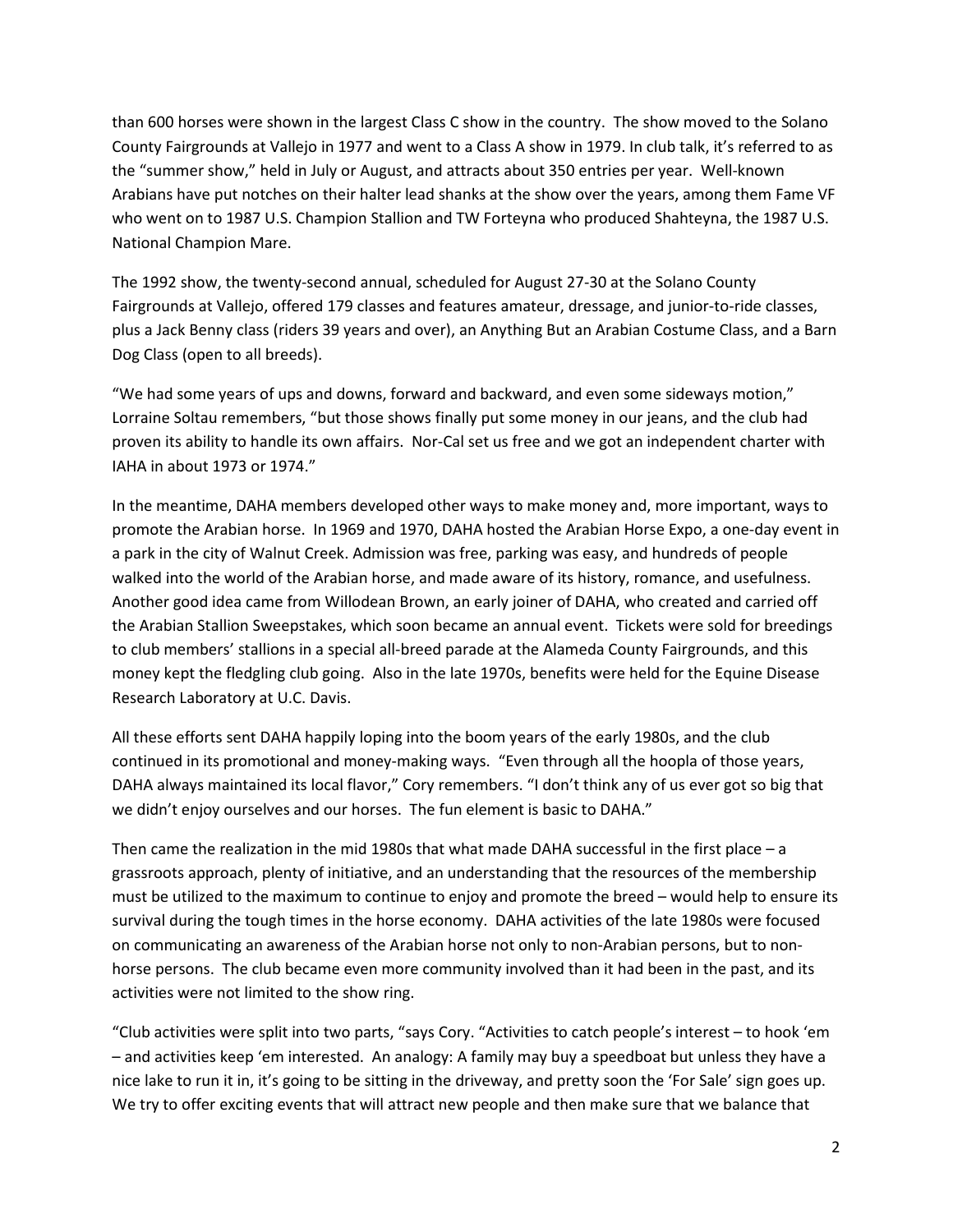than 600 horses were shown in the largest Class C show in the country. The show moved to the Solano County Fairgrounds at Vallejo in 1977 and went to a Class A show in 1979. In club talk, it's referred to as the "summer show," held in July or August, and attracts about 350 entries per year. Well-known Arabians have put notches on their halter lead shanks at the show over the years, among them Fame VF who went on to 1987 U.S. Champion Stallion and TW Forteyna who produced Shahteyna, the 1987 U.S. National Champion Mare.

The 1992 show, the twenty-second annual, scheduled for August 27-30 at the Solano County Fairgrounds at Vallejo, offered 179 classes and features amateur, dressage, and junior-to-ride classes, plus a Jack Benny class (riders 39 years and over), an Anything But an Arabian Costume Class, and a Barn Dog Class (open to all breeds).

"We had some years of ups and downs, forward and backward, and even some sideways motion," Lorraine Soltau remembers, "but those shows finally put some money in our jeans, and the club had proven its ability to handle its own affairs. Nor-Cal set us free and we got an independent charter with IAHA in about 1973 or 1974."

In the meantime, DAHA members developed other ways to make money and, more important, ways to promote the Arabian horse. In 1969 and 1970, DAHA hosted the Arabian Horse Expo, a one-day event in a park in the city of Walnut Creek. Admission was free, parking was easy, and hundreds of people walked into the world of the Arabian horse, and made aware of its history, romance, and usefulness. Another good idea came from Willodean Brown, an early joiner of DAHA, who created and carried off the Arabian Stallion Sweepstakes, which soon became an annual event. Tickets were sold for breedings to club members' stallions in a special all-breed parade at the Alameda County Fairgrounds, and this money kept the fledgling club going. Also in the late 1970s, benefits were held for the Equine Disease Research Laboratory at U.C. Davis.

All these efforts sent DAHA happily loping into the boom years of the early 1980s, and the club continued in its promotional and money-making ways. "Even through all the hoopla of those years, DAHA always maintained its local flavor," Cory remembers. "I don't think any of us ever got so big that we didn't enjoy ourselves and our horses. The fun element is basic to DAHA."

Then came the realization in the mid 1980s that what made DAHA successful in the first place – a grassroots approach, plenty of initiative, and an understanding that the resources of the membership must be utilized to the maximum to continue to enjoy and promote the breed – would help to ensure its survival during the tough times in the horse economy. DAHA activities of the late 1980s were focused on communicating an awareness of the Arabian horse not only to non-Arabian persons, but to non-horse persons. The club became even more community involved than it had been in the past, and its activities were not limited to the show ring.

"Club activities were split into two parts, "says Cory. "Activities to catch people's interest – to hook 'em – and activities keep 'em interested. An analogy: A family may buy a speedboat but unless they have a nice lake to run it in, it's going to be sitting in the driveway, and pretty soon the 'For Sale' sign goes up. We try to offer exciting events that will attract new people and then make sure that we balance that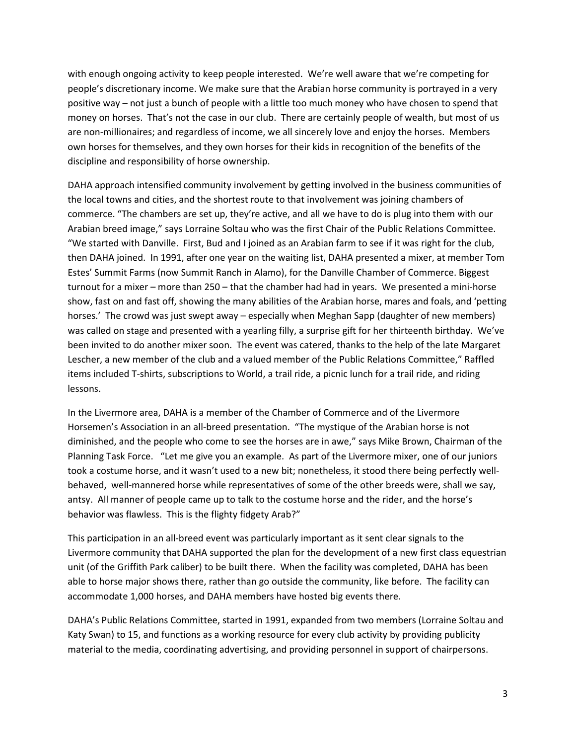with enough ongoing activity to keep people interested. We're well aware that we're competing for people's discretionary income. We make sure that the Arabian horse community is portrayed in a very positive way – not just a bunch of people with a little too much money who have chosen to spend that money on horses. That's not the case in our club. There are certainly people of wealth, but most of us are non-millionaires; and regardless of income, we all sincerely love and enjoy the horses. Members own horses for themselves, and they own horses for their kids in recognition of the benefits of the discipline and responsibility of horse ownership.

DAHA approach intensified community involvement by getting involved in the business communities of the local towns and cities, and the shortest route to that involvement was joining chambers of commerce. "The chambers are set up, they're active, and all we have to do is plug into them with our Arabian breed image," says Lorraine Soltau who was the first Chair of the Public Relations Committee. "We started with Danville. First, Bud and I joined as an Arabian farm to see if it was right for the club, then DAHA joined. In 1991, after one year on the waiting list, DAHA presented a mixer, at member Tom Estes' Summit Farms (now Summit Ranch in Alamo), for the Danville Chamber of Commerce. Biggest turnout for a mixer – more than 250 – that the chamber had had in years. We presented a mini-horse show, fast on and fast off, showing the many abilities of the Arabian horse, mares and foals, and 'petting horses.' The crowd was just swept away – especially when Meghan Sapp (daughter of new members) was called on stage and presented with a yearling filly, a surprise gift for her thirteenth birthday. We've been invited to do another mixer soon. The event was catered, thanks to the help of the late Margaret Lescher, a new member of the club and a valued member of the Public Relations Committee," Raffled items included T-shirts, subscriptions to World, a trail ride, a picnic lunch for a trail ride, and riding lessons.

In the Livermore area, DAHA is a member of the Chamber of Commerce and of the Livermore Horsemen's Association in an all-breed presentation. "The mystique of the Arabian horse is not diminished, and the people who come to see the horses are in awe," says Mike Brown, Chairman of the Planning Task Force. "Let me give you an example. As part of the Livermore mixer, one of our juniors took a costume horse, and it wasn't used to a new bit; nonetheless, it stood there being perfectly well-behaved, well-mannered horse while representatives of some of the other breeds were, shall we say, antsy. All manner of people came up to talk to the costume horse and the rider, and the horse's behavior was flawless. This is the flighty fidgety Arab?"

This participation in an all-breed event was particularly important as it sent clear signals to the Livermore community that DAHA supported the plan for the development of a new first class equestrian unit (of the Griffith Park caliber) to be built there. When the facility was completed, DAHA has been able to horse major shows there, rather than go outside the community, like before. The facility can accommodate 1,000 horses, and DAHA members have hosted big events there.

DAHA's Public Relations Committee, started in 1991, expanded from two members (Lorraine Soltau and Katy Swan) to 15, and functions as a working resource for every club activity by providing publicity material to the media, coordinating advertising, and providing personnel in support of chairpersons.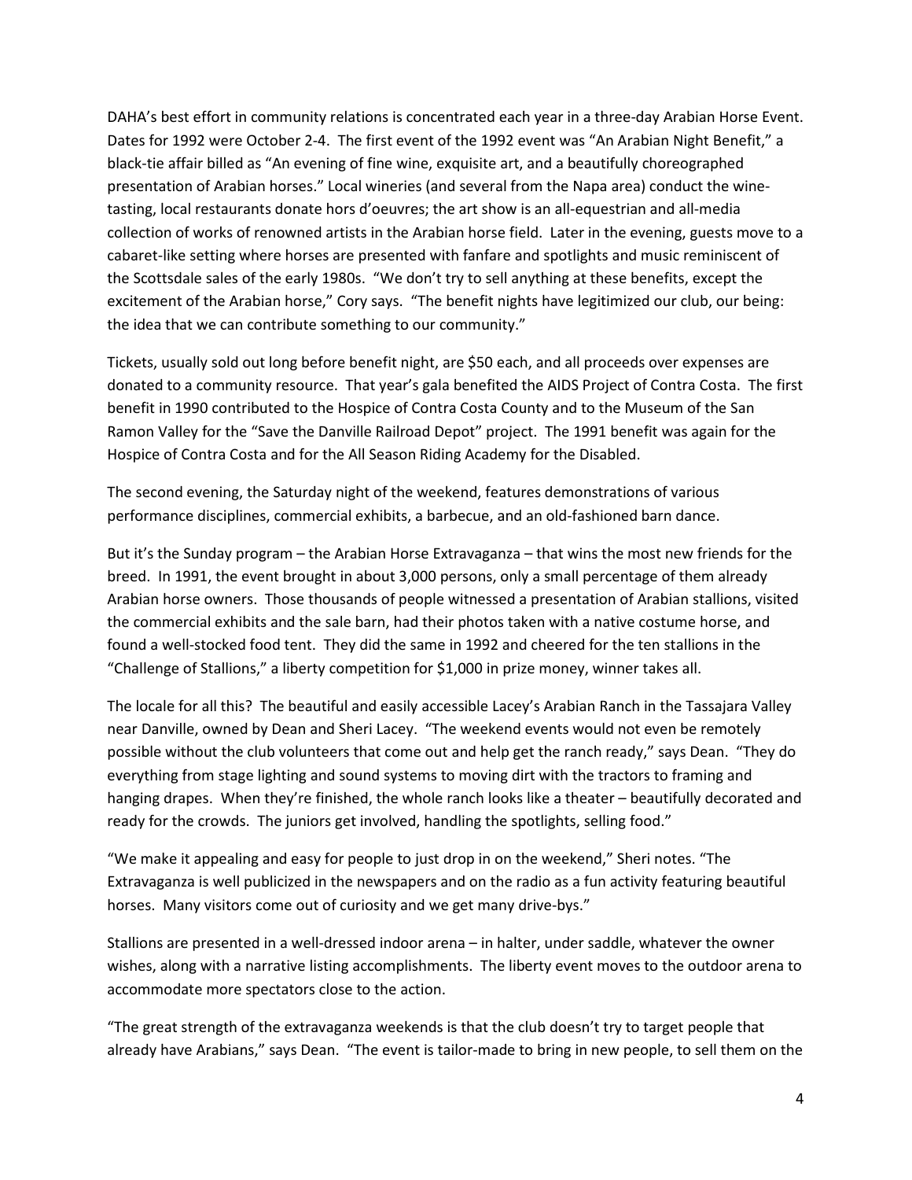DAHA's best effort in community relations is concentrated each year in a three-day Arabian Horse Event. Dates for 1992 were October 2-4. The first event of the 1992 event was "An Arabian Night Benefit," a black-tie affair billed as "An evening of fine wine, exquisite art, and a beautifully choreographed presentation of Arabian horses." Local wineries (and several from the Napa area) conduct the wine-tasting, local restaurants donate hors d'oeuvres; the art show is an all-equestrian and all-media collection of works of renowned artists in the Arabian horse field. Later in the evening, guests move to a cabaret-like setting where horses are presented with fanfare and spotlights and music reminiscent of the Scottsdale sales of the early 1980s. "We don't try to sell anything at these benefits, except the excitement of the Arabian horse," Cory says. "The benefit nights have legitimized our club, our being: the idea that we can contribute something to our community."

Tickets, usually sold out long before benefit night, are $50 each, and all proceeds over expenses are donated to a community resource. That year's gala benefited the AIDS Project of Contra Costa. The first benefit in 1990 contributed to the Hospice of Contra Costa County and to the Museum of the San Ramon Valley for the "Save the Danville Railroad Depot" project. The 1991 benefit was again for the Hospice of Contra Costa and for the All Season Riding Academy for the Disabled.

The second evening, the Saturday night of the weekend, features demonstrations of various performance disciplines, commercial exhibits, a barbecue, and an old-fashioned barn dance.

But it's the Sunday program – the Arabian Horse Extravaganza – that wins the most new friends for the breed. In 1991, the event brought in about 3,000 persons, only a small percentage of them already Arabian horse owners. Those thousands of people witnessed a presentation of Arabian stallions, visited the commercial exhibits and the sale barn, had their photos taken with a native costume horse, and found a well-stocked food tent. They did the same in 1992 and cheered for the ten stallions in the "Challenge of Stallions," a liberty competition for $1,000 in prize money, winner takes all.

The locale for all this? The beautiful and easily accessible Lacey's Arabian Ranch in the Tassajara Valley near Danville, owned by Dean and Sheri Lacey. "The weekend events would not even be remotely possible without the club volunteers that come out and help get the ranch ready," says Dean. "They do everything from stage lighting and sound systems to moving dirt with the tractors to framing and hanging drapes. When they're finished, the whole ranch looks like a theater – beautifully decorated and ready for the crowds. The juniors get involved, handling the spotlights, selling food."

"We make it appealing and easy for people to just drop in on the weekend," Sheri notes. "The Extravaganza is well publicized in the newspapers and on the radio as a fun activity featuring beautiful horses. Many visitors come out of curiosity and we get many drive-bys."

Stallions are presented in a well-dressed indoor arena – in halter, under saddle, whatever the owner wishes, along with a narrative listing accomplishments. The liberty event moves to the outdoor arena to accommodate more spectators close to the action.

"The great strength of the extravaganza weekends is that the club doesn't try to target people that already have Arabians," says Dean. "The event is tailor-made to bring in new people, to sell them on the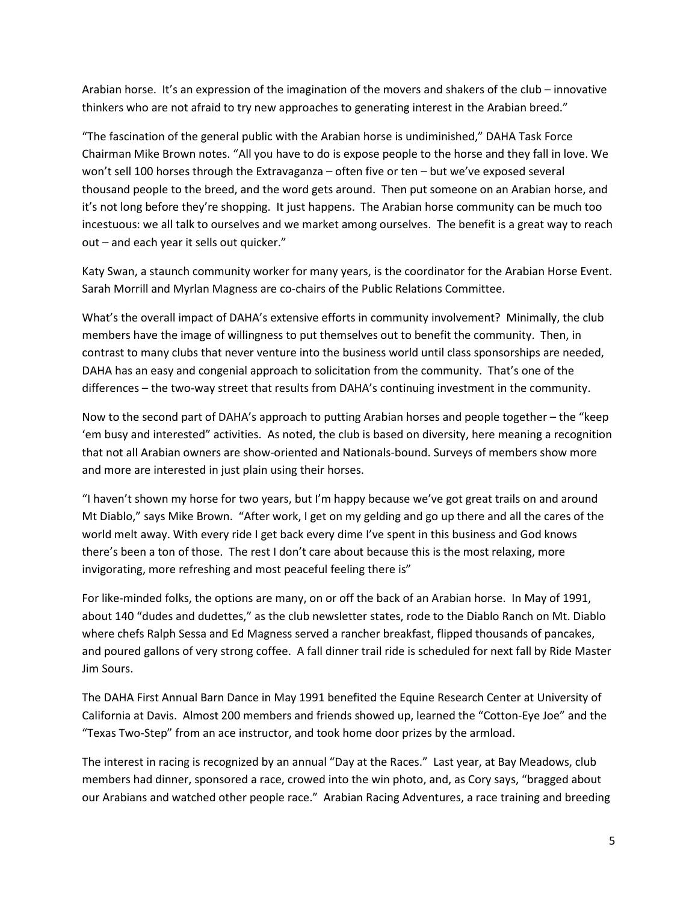Arabian horse. It's an expression of the imagination of the movers and shakers of the club – innovative thinkers who are not afraid to try new approaches to generating interest in the Arabian breed."

"The fascination of the general public with the Arabian horse is undiminished," DAHA Task Force Chairman Mike Brown notes. "All you have to do is expose people to the horse and they fall in love. We won't sell 100 horses through the Extravaganza – often five or ten – but we've exposed several thousand people to the breed, and the word gets around. Then put someone on an Arabian horse, and it's not long before they're shopping. It just happens. The Arabian horse community can be much too incestuous: we all talk to ourselves and we market among ourselves. The benefit is a great way to reach out – and each year it sells out quicker."

Katy Swan, a staunch community worker for many years, is the coordinator for the Arabian Horse Event. Sarah Morrill and Myrlan Magness are co-chairs of the Public Relations Committee.

What's the overall impact of DAHA's extensive efforts in community involvement? Minimally, the club members have the image of willingness to put themselves out to benefit the community. Then, in contrast to many clubs that never venture into the business world until class sponsorships are needed, DAHA has an easy and congenial approach to solicitation from the community. That's one of the differences – the two-way street that results from DAHA's continuing investment in the community.

Now to the second part of DAHA's approach to putting Arabian horses and people together – the "keep 'em busy and interested" activities. As noted, the club is based on diversity, here meaning a recognition that not all Arabian owners are show-oriented and Nationals-bound. Surveys of members show more and more are interested in just plain using their horses.

"I haven't shown my horse for two years, but I'm happy because we've got great trails on and around Mt Diablo," says Mike Brown. "After work, I get on my gelding and go up there and all the cares of the world melt away. With every ride I get back every dime I've spent in this business and God knows there's been a ton of those. The rest I don't care about because this is the most relaxing, more invigorating, more refreshing and most peaceful feeling there is"

For like-minded folks, the options are many, on or off the back of an Arabian horse. In May of 1991, about 140 "dudes and dudettes," as the club newsletter states, rode to the Diablo Ranch on Mt. Diablo where chefs Ralph Sessa and Ed Magness served a rancher breakfast, flipped thousands of pancakes, and poured gallons of very strong coffee. A fall dinner trail ride is scheduled for next fall by Ride Master Jim Sours.

The DAHA First Annual Barn Dance in May 1991 benefited the Equine Research Center at University of California at Davis. Almost 200 members and friends showed up, learned the "Cotton-Eye Joe" and the "Texas Two-Step" from an ace instructor, and took home door prizes by the armload.

The interest in racing is recognized by an annual "Day at the Races." Last year, at Bay Meadows, club members had dinner, sponsored a race, crowed into the win photo, and, as Cory says, "bragged about our Arabians and watched other people race." Arabian Racing Adventures, a race training and breeding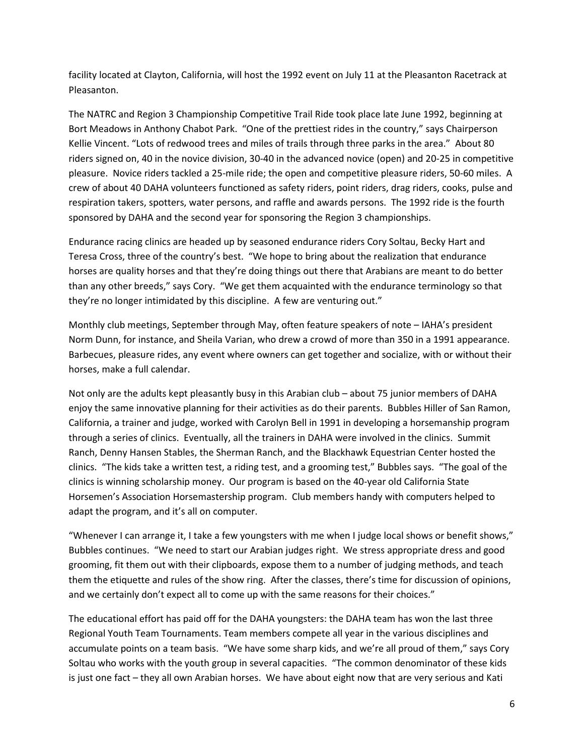facility located at Clayton, California, will host the 1992 event on July 11 at the Pleasanton Racetrack at Pleasanton.

The NATRC and Region 3 Championship Competitive Trail Ride took place late June 1992, beginning at Bort Meadows in Anthony Chabot Park. "One of the prettiest rides in the country," says Chairperson Kellie Vincent. "Lots of redwood trees and miles of trails through three parks in the area." About 80 riders signed on, 40 in the novice division, 30-40 in the advanced novice (open) and 20-25 in competitive pleasure. Novice riders tackled a 25-mile ride; the open and competitive pleasure riders, 50-60 miles. A crew of about 40 DAHA volunteers functioned as safety riders, point riders, drag riders, cooks, pulse and respiration takers, spotters, water persons, and raffle and awards persons. The 1992 ride is the fourth sponsored by DAHA and the second year for sponsoring the Region 3 championships.

Endurance racing clinics are headed up by seasoned endurance riders Cory Soltau, Becky Hart and Teresa Cross, three of the country's best. "We hope to bring about the realization that endurance horses are quality horses and that they're doing things out there that Arabians are meant to do better than any other breeds," says Cory. "We get them acquainted with the endurance terminology so that they're no longer intimidated by this discipline. A few are venturing out."

Monthly club meetings, September through May, often feature speakers of note – IAHA's president Norm Dunn, for instance, and Sheila Varian, who drew a crowd of more than 350 in a 1991 appearance. Barbecues, pleasure rides, any event where owners can get together and socialize, with or without their horses, make a full calendar.

Not only are the adults kept pleasantly busy in this Arabian club – about 75 junior members of DAHA enjoy the same innovative planning for their activities as do their parents. Bubbles Hiller of San Ramon, California, a trainer and judge, worked with Carolyn Bell in 1991 in developing a horsemanship program through a series of clinics. Eventually, all the trainers in DAHA were involved in the clinics. Summit Ranch, Denny Hansen Stables, the Sherman Ranch, and the Blackhawk Equestrian Center hosted the clinics. "The kids take a written test, a riding test, and a grooming test," Bubbles says. "The goal of the clinics is winning scholarship money. Our program is based on the 40-year old California State Horsemen's Association Horsemastership program. Club members handy with computers helped to adapt the program, and it's all on computer.

"Whenever I can arrange it, I take a few youngsters with me when I judge local shows or benefit shows," Bubbles continues. "We need to start our Arabian judges right. We stress appropriate dress and good grooming, fit them out with their clipboards, expose them to a number of judging methods, and teach them the etiquette and rules of the show ring. After the classes, there's time for discussion of opinions, and we certainly don't expect all to come up with the same reasons for their choices."

The educational effort has paid off for the DAHA youngsters: the DAHA team has won the last three Regional Youth Team Tournaments. Team members compete all year in the various disciplines and accumulate points on a team basis. "We have some sharp kids, and we're all proud of them," says Cory Soltau who works with the youth group in several capacities. "The common denominator of these kids is just one fact – they all own Arabian horses. We have about eight now that are very serious and Kati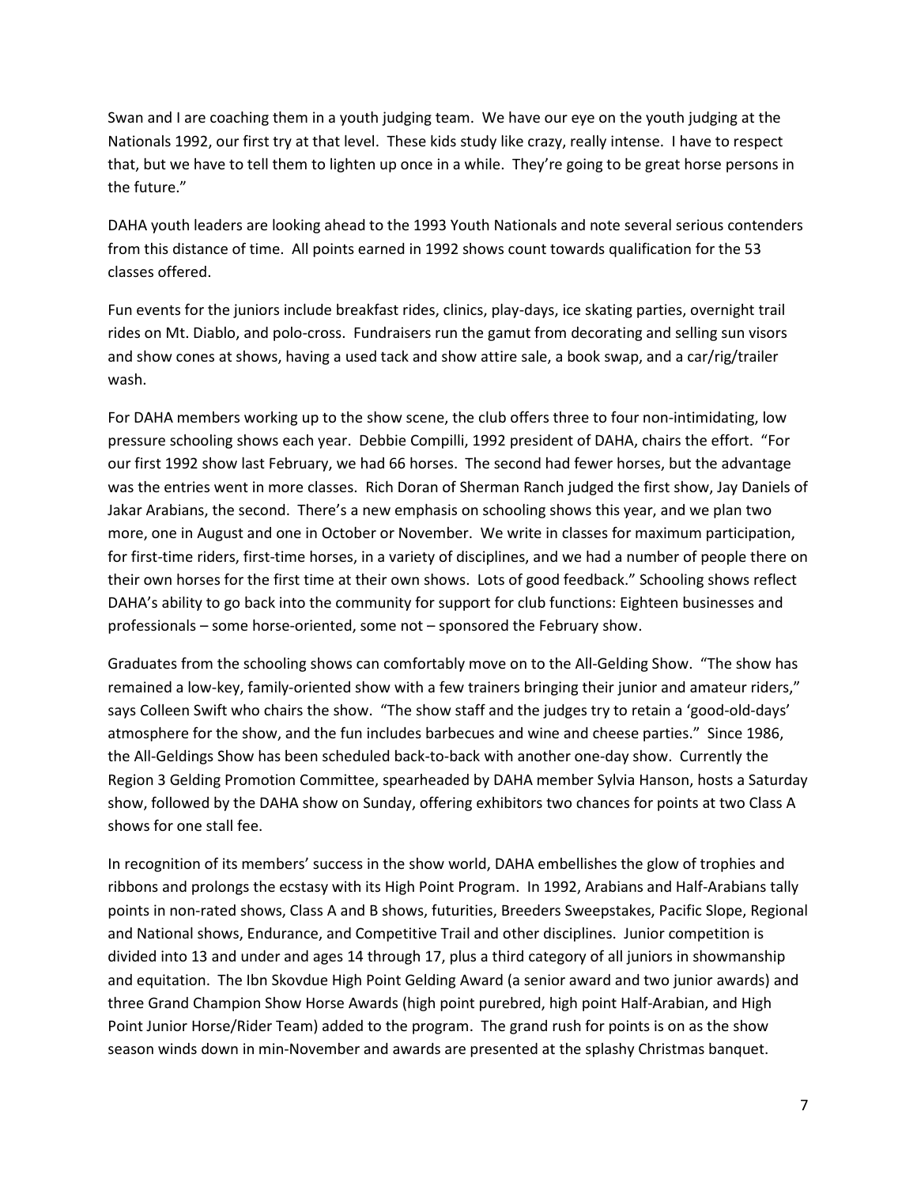Swan and I are coaching them in a youth judging team. We have our eye on the youth judging at the Nationals 1992, our first try at that level. These kids study like crazy, really intense. I have to respect that, but we have to tell them to lighten up once in a while. They're going to be great horse persons in the future."

DAHA youth leaders are looking ahead to the 1993 Youth Nationals and note several serious contenders from this distance of time. All points earned in 1992 shows count towards qualification for the 53 classes offered.

Fun events for the juniors include breakfast rides, clinics, play-days, ice skating parties, overnight trail rides on Mt. Diablo, and polo-cross. Fundraisers run the gamut from decorating and selling sun visors and show cones at shows, having a used tack and show attire sale, a book swap, and a car/rig/trailer wash.

For DAHA members working up to the show scene, the club offers three to four non-intimidating, low pressure schooling shows each year. Debbie Compilli, 1992 president of DAHA, chairs the effort. "For our first 1992 show last February, we had 66 horses. The second had fewer horses, but the advantage was the entries went in more classes. Rich Doran of Sherman Ranch judged the first show, Jay Daniels of Jakar Arabians, the second. There's a new emphasis on schooling shows this year, and we plan two more, one in August and one in October or November. We write in classes for maximum participation, for first-time riders, first-time horses, in a variety of disciplines, and we had a number of people there on their own horses for the first time at their own shows. Lots of good feedback." Schooling shows reflect DAHA's ability to go back into the community for support for club functions: Eighteen businesses and professionals – some horse-oriented, some not – sponsored the February show.

Graduates from the schooling shows can comfortably move on to the All-Gelding Show. "The show has remained a low-key, family-oriented show with a few trainers bringing their junior and amateur riders," says Colleen Swift who chairs the show. "The show staff and the judges try to retain a 'good-old-days' atmosphere for the show, and the fun includes barbecues and wine and cheese parties." Since 1986, the All-Geldings Show has been scheduled back-to-back with another one-day show. Currently the Region 3 Gelding Promotion Committee, spearheaded by DAHA member Sylvia Hanson, hosts a Saturday show, followed by the DAHA show on Sunday, offering exhibitors two chances for points at two Class A shows for one stall fee.

In recognition of its members' success in the show world, DAHA embellishes the glow of trophies and ribbons and prolongs the ecstasy with its High Point Program. In 1992, Arabians and Half-Arabians tally points in non-rated shows, Class A and B shows, futurities, Breeders Sweepstakes, Pacific Slope, Regional and National shows, Endurance, and Competitive Trail and other disciplines. Junior competition is divided into 13 and under and ages 14 through 17, plus a third category of all juniors in showmanship and equitation. The Ibn Skovdue High Point Gelding Award (a senior award and two junior awards) and three Grand Champion Show Horse Awards (high point purebred, high point Half-Arabian, and High Point Junior Horse/Rider Team) added to the program. The grand rush for points is on as the show season winds down in min-November and awards are presented at the splashy Christmas banquet.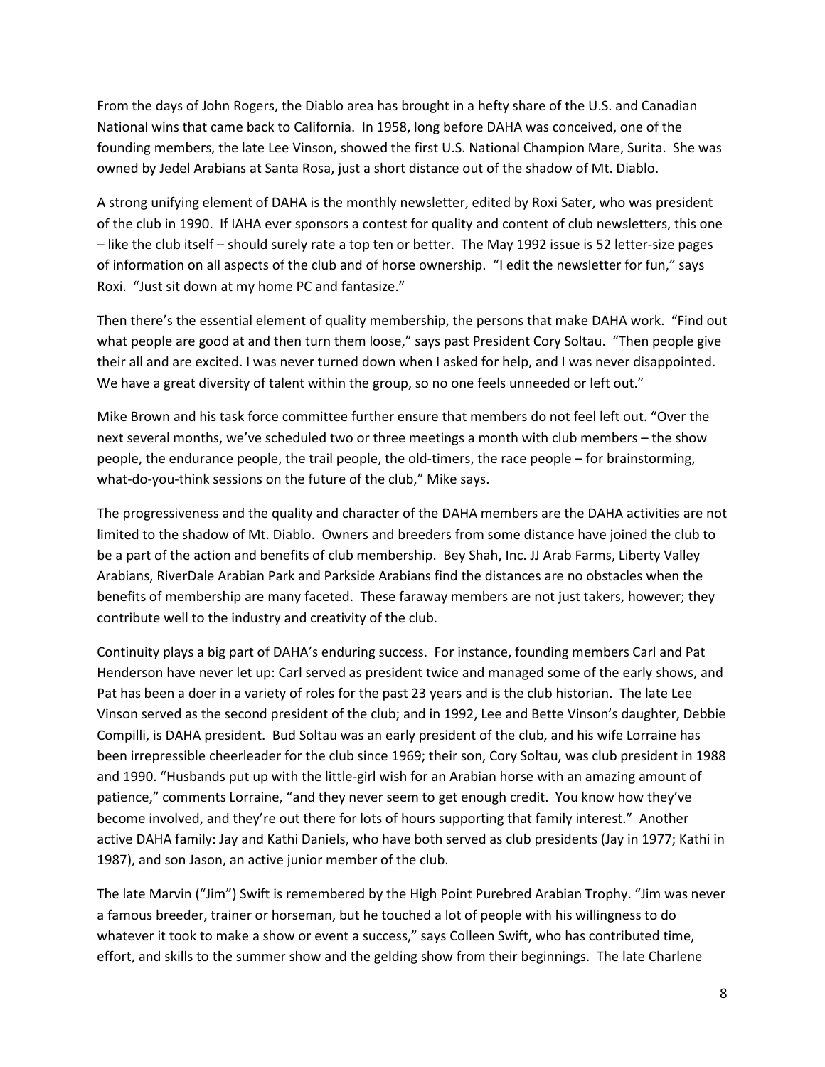From the days of John Rogers, the Diablo area has brought in a hefty share of the U.S. and Canadian National wins that came back to California. In 1958, long before DAHA was conceived, one of the founding members, the late Lee Vinson, showed the first U.S. National Champion Mare, Surita. She was owned by Jedel Arabians at Santa Rosa, just a short distance out of the shadow of Mt. Diablo.

A strong unifying element of DAHA is the monthly newsletter, edited by Roxi Sater, who was president of the club in 1990. If IAHA ever sponsors a contest for quality and content of club newsletters, this one – like the club itself – should surely rate a top ten or better. The May 1992 issue is 52 letter-size pages of information on all aspects of the club and of horse ownership. "I edit the newsletter for fun," says Roxi. "Just sit down at my home PC and fantasize."

Then there's the essential element of quality membership, the persons that make DAHA work. "Find out what people are good at and then turn them loose," says past President Cory Soltau. "Then people give their all and are excited. I was never turned down when I asked for help, and I was never disappointed. We have a great diversity of talent within the group, so no one feels unneeded or left out."

Mike Brown and his task force committee further ensure that members do not feel left out. "Over the next several months, we've scheduled two or three meetings a month with club members – the show people, the endurance people, the trail people, the old-timers, the race people – for brainstorming, what-do-you-think sessions on the future of the club," Mike says.

The progressiveness and the quality and character of the DAHA members are the DAHA activities are not limited to the shadow of Mt. Diablo. Owners and breeders from some distance have joined the club to be a part of the action and benefits of club membership. Bey Shah, Inc. JJ Arab Farms, Liberty Valley Arabians, RiverDale Arabian Park and Parkside Arabians find the distances are no obstacles when the benefits of membership are many faceted. These faraway members are not just takers, however; they contribute well to the industry and creativity of the club.

Continuity plays a big part of DAHA's enduring success. For instance, founding members Carl and Pat Henderson have never let up: Carl served as president twice and managed some of the early shows, and Pat has been a doer in a variety of roles for the past 23 years and is the club historian. The late Lee Vinson served as the second president of the club; and in 1992, Lee and Bette Vinson's daughter, Debbie Compilli, is DAHA president. Bud Soltau was an early president of the club, and his wife Lorraine has been irrepressible cheerleader for the club since 1969; their son, Cory Soltau, was club president in 1988 and 1990. "Husbands put up with the little-girl wish for an Arabian horse with an amazing amount of patience," comments Lorraine, "and they never seem to get enough credit. You know how they've become involved, and they're out there for lots of hours supporting that family interest." Another active DAHA family: Jay and Kathi Daniels, who have both served as club presidents (Jay in 1977; Kathi in 1987), and son Jason, an active junior member of the club.

The late Marvin ("Jim") Swift is remembered by the High Point Purebred Arabian Trophy. "Jim was never a famous breeder, trainer or horseman, but he touched a lot of people with his willingness to do whatever it took to make a show or event a success," says Colleen Swift, who has contributed time, effort, and skills to the summer show and the gelding show from their beginnings. The late Charlene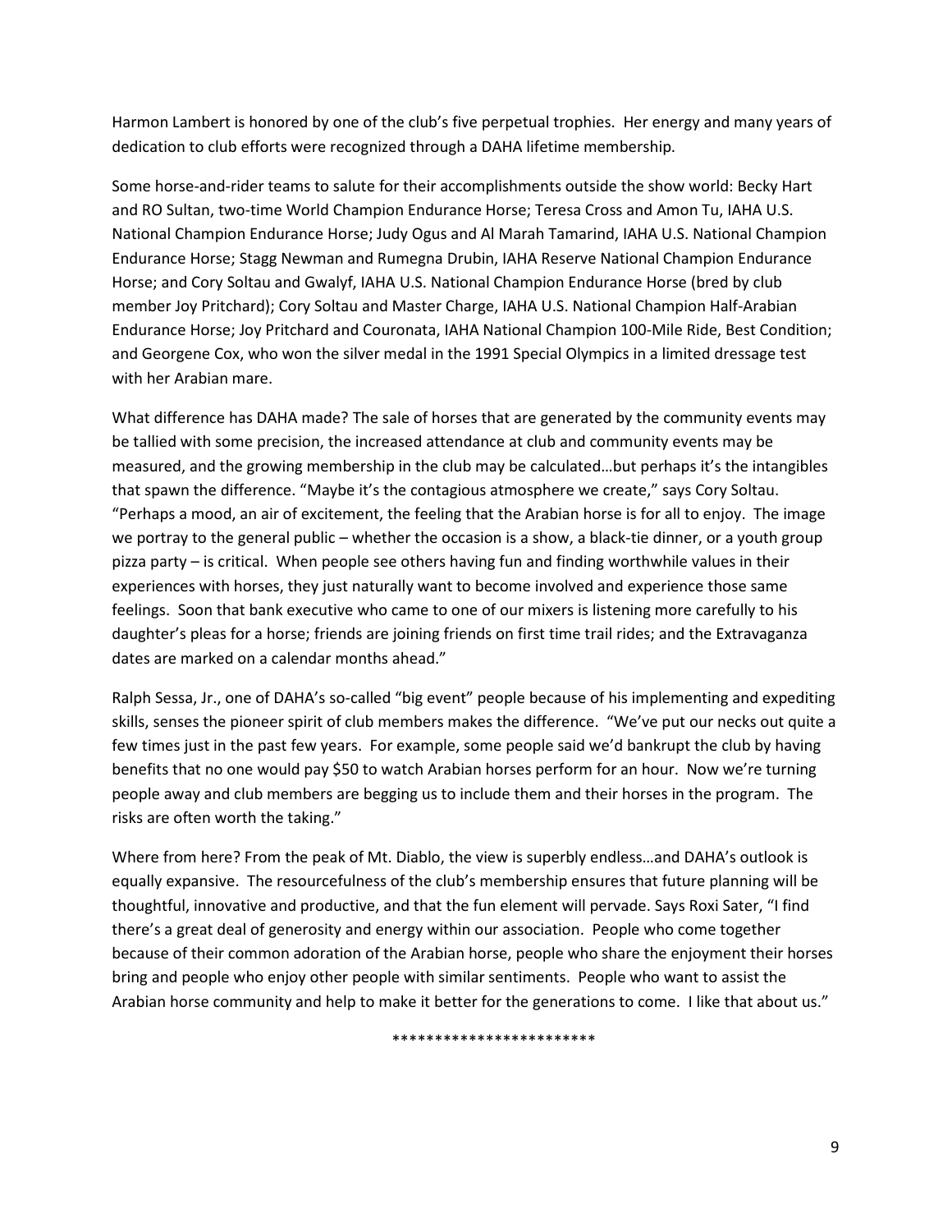Harmon Lambert is honored by one of the club's five perpetual trophies. Her energy and many years of dedication to club efforts were recognized through a DAHA lifetime membership.

Some horse-and-rider teams to salute for their accomplishments outside the show world: Becky Hart and RO Sultan, two-time World Champion Endurance Horse; Teresa Cross and Amon Tu, IAHA U.S. National Champion Endurance Horse; Judy Ogus and Al Marah Tamarind, IAHA U.S. National Champion Endurance Horse; Stagg Newman and Rumegna Drubin, IAHA Reserve National Champion Endurance Horse; and Cory Soltau and Gwalyf, IAHA U.S. National Champion Endurance Horse (bred by club member Joy Pritchard); Cory Soltau and Master Charge, IAHA U.S. National Champion Half-Arabian Endurance Horse; Joy Pritchard and Couronata, IAHA National Champion 100-Mile Ride, Best Condition; and Georgene Cox, who won the silver medal in the 1991 Special Olympics in a limited dressage test with her Arabian mare.

What difference has DAHA made? The sale of horses that are generated by the community events may be tallied with some precision, the increased attendance at club and community events may be measured, and the growing membership in the club may be calculated…but perhaps it's the intangibles that spawn the difference. "Maybe it's the contagious atmosphere we create," says Cory Soltau. "Perhaps a mood, an air of excitement, the feeling that the Arabian horse is for all to enjoy. The image we portray to the general public – whether the occasion is a show, a black-tie dinner, or a youth group pizza party – is critical. When people see others having fun and finding worthwhile values in their experiences with horses, they just naturally want to become involved and experience those same feelings. Soon that bank executive who came to one of our mixers is listening more carefully to his daughter's pleas for a horse; friends are joining friends on first time trail rides; and the Extravaganza dates are marked on a calendar months ahead."

Ralph Sessa, Jr., one of DAHA's so-called "big event" people because of his implementing and expediting skills, senses the pioneer spirit of club members makes the difference. "We've put our necks out quite a few times just in the past few years. For example, some people said we'd bankrupt the club by having benefits that no one would pay $50 to watch Arabian horses perform for an hour. Now we're turning people away and club members are begging us to include them and their horses in the program. The risks are often worth the taking."

Where from here? From the peak of Mt. Diablo, the view is superbly endless…and DAHA's outlook is equally expansive. The resourcefulness of the club's membership ensures that future planning will be thoughtful, innovative and productive, and that the fun element will pervade. Says Roxi Sater, "I find there's a great deal of generosity and energy within our association. People who come together because of their common adoration of the Arabian horse, people who share the enjoyment their horses bring and people who enjoy other people with similar sentiments. People who want to assist the Arabian horse community and help to make it better for the generations to come. I like that about us."

************************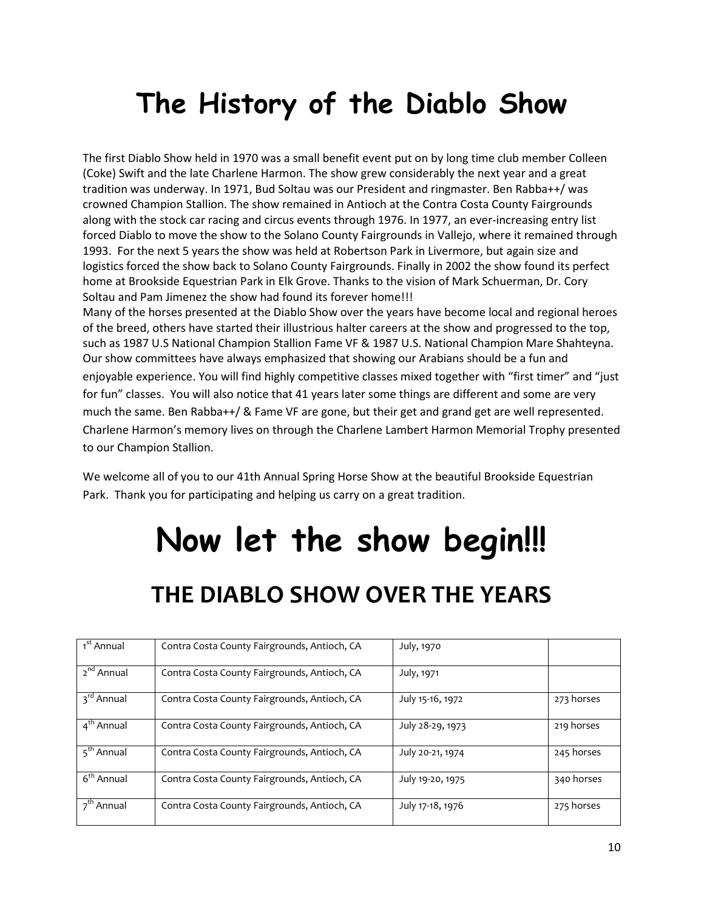# The History of the Diablo Show

The first Diablo Show held in 1970 was a small benefit event put on by long time club member Colleen (Coke) Swift and the late Charlene Harmon. The show grew considerably the next year and a great tradition was underway. In 1971, Bud Soltau was our President and ringmaster. Ben Rabba++/ was crowned Champion Stallion. The show remained in Antioch at the Contra Costa County Fairgrounds along with the stock car racing and circus events through 1976. In 1977, an ever-increasing entry list forced Diablo to move the show to the Solano County Fairgrounds in Vallejo, where it remained through 1993. For the next 5 years the show was held at Robertson Park in Livermore, but again size and logistics forced the show back to Solano County Fairgrounds. Finally in 2002 the show found its perfect home at Brookside Equestrian Park in Elk Grove. Thanks to the vision of Mark Schuerman, Dr. Cory Soltau and Pam Jimenez the show had found its forever home!!!

Many of the horses presented at the Diablo Show over the years have become local and regional heroes of the breed, others have started their illustrious halter careers at the show and progressed to the top, such as 1987 U.S National Champion Stallion Fame VF & 1987 U.S. National Champion Mare Shahteyna. Our show committees have always emphasized that showing our Arabians should be a fun and enjoyable experience. You will find highly competitive classes mixed together with "first timer" and "just for fun" classes. You will also notice that 41 years later some things are different and some are very much the same. Ben Rabba++/ & Fame VF are gone, but their get and grand get are well represented. Charlene Harmon's memory lives on through the Charlene Lambert Harmon Memorial Trophy presented to our Champion Stallion.

We welcome all of you to our 41th Annual Spring Horse Show at the beautiful Brookside Equestrian Park. Thank you for participating and helping us carry on a great tradition.

# Now let the show begin!!!

## THE DIABLO SHOW OVER THE YEARS

| | | | |
|---|---|---|---|
| 1st Annual | Contra Costa County Fairgrounds, Antioch, CA | July, 1970 | |
| 2nd Annual | Contra Costa County Fairgrounds, Antioch, CA | July, 1971 | |
| 3rd Annual | Contra Costa County Fairgrounds, Antioch, CA | July 15-16, 1972 | 273 horses |
| 4th Annual | Contra Costa County Fairgrounds, Antioch, CA | July 28-29, 1973 | 219 horses |
| 5th Annual | Contra Costa County Fairgrounds, Antioch, CA | July 20-21, 1974 | 245 horses |
| 6th Annual | Contra Costa County Fairgrounds, Antioch, CA | July 19-20, 1975 | 340 horses |
| 7th Annual | Contra Costa County Fairgrounds, Antioch, CA | July 17-18, 1976 | 275 horses |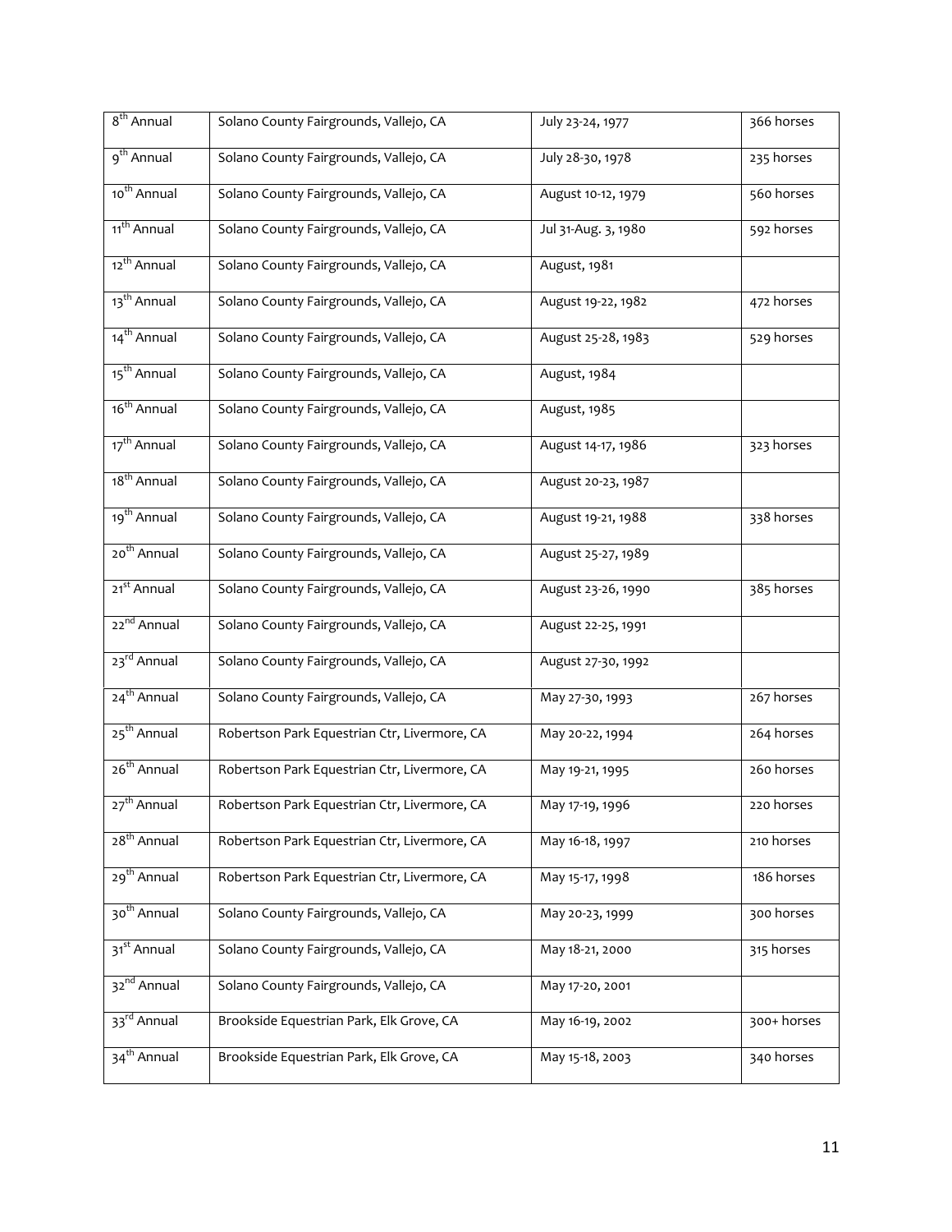| 8th Annual | Solano County Fairgrounds, Vallejo, CA | July 23-24, 1977 | 366 horses |
|---|---|---|---|
| 9th Annual | Solano County Fairgrounds, Vallejo, CA | July 28-30, 1978 | 235 horses |
| 10th Annual | Solano County Fairgrounds, Vallejo, CA | August 10-12, 1979 | 560 horses |
| 11th Annual | Solano County Fairgrounds, Vallejo, CA | Jul 31-Aug. 3, 1980 | 592 horses |
| 12th Annual | Solano County Fairgrounds, Vallejo, CA | August, 1981 | |
| 13th Annual | Solano County Fairgrounds, Vallejo, CA | August 19-22, 1982 | 472 horses |
| 14th Annual | Solano County Fairgrounds, Vallejo, CA | August 25-28, 1983 | 529 horses |
| 15th Annual | Solano County Fairgrounds, Vallejo, CA | August, 1984 | |
| 16th Annual | Solano County Fairgrounds, Vallejo, CA | August, 1985 | |
| 17th Annual | Solano County Fairgrounds, Vallejo, CA | August 14-17, 1986 | 323 horses |
| 18th Annual | Solano County Fairgrounds, Vallejo, CA | August 20-23, 1987 | |
| 19th Annual | Solano County Fairgrounds, Vallejo, CA | August 19-21, 1988 | 338 horses |
| 20th Annual | Solano County Fairgrounds, Vallejo, CA | August 25-27, 1989 | |
| 21st Annual | Solano County Fairgrounds, Vallejo, CA | August 23-26, 1990 | 385 horses |
| 22nd Annual | Solano County Fairgrounds, Vallejo, CA | August 22-25, 1991 | |
| 23rd Annual | Solano County Fairgrounds, Vallejo, CA | August 27-30, 1992 | |
| 24th Annual | Solano County Fairgrounds, Vallejo, CA | May 27-30, 1993 | 267 horses |
| 25th Annual | Robertson Park Equestrian Ctr, Livermore, CA | May 20-22, 1994 | 264 horses |
| 26th Annual | Robertson Park Equestrian Ctr, Livermore, CA | May 19-21, 1995 | 260 horses |
| 27th Annual | Robertson Park Equestrian Ctr, Livermore, CA | May 17-19, 1996 | 220 horses |
| 28th Annual | Robertson Park Equestrian Ctr, Livermore, CA | May 16-18, 1997 | 210 horses |
| 29th Annual | Robertson Park Equestrian Ctr, Livermore, CA | May 15-17, 1998 | 186 horses |
| 30th Annual | Solano County Fairgrounds, Vallejo, CA | May 20-23, 1999 | 300 horses |
| 31st Annual | Solano County Fairgrounds, Vallejo, CA | May 18-21, 2000 | 315 horses |
| 32nd Annual | Solano County Fairgrounds, Vallejo, CA | May 17-20, 2001 | |
| 33rd Annual | Brookside Equestrian Park, Elk Grove, CA | May 16-19, 2002 | 300+ horses |
| 34th Annual | Brookside Equestrian Park, Elk Grove, CA | May 15-18, 2003 | 340 horses |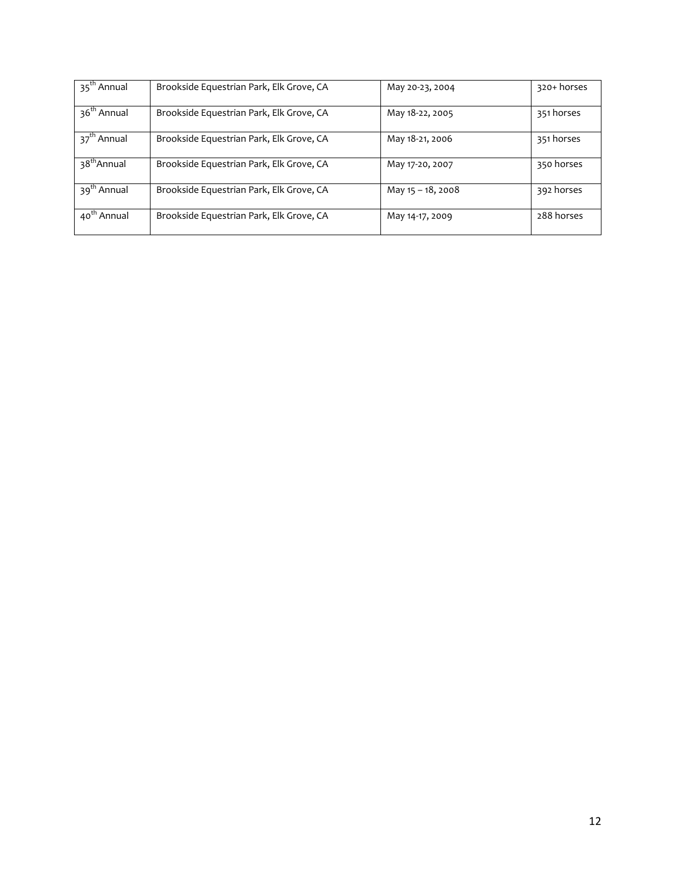| | | | |
|---|---|---|---|
| 35th Annual | Brookside Equestrian Park, Elk Grove, CA | May 20-23, 2004 | 320+ horses |
| 36th Annual | Brookside Equestrian Park, Elk Grove, CA | May 18-22, 2005 | 351 horses |
| 37th Annual | Brookside Equestrian Park, Elk Grove, CA | May 18-21, 2006 | 351 horses |
| 38thAnnual | Brookside Equestrian Park, Elk Grove, CA | May 17-20, 2007 | 350 horses |
| 39th Annual | Brookside Equestrian Park, Elk Grove, CA | May 15 – 18, 2008 | 392 horses |
| 40th Annual | Brookside Equestrian Park, Elk Grove, CA | May 14-17, 2009 | 288 horses |